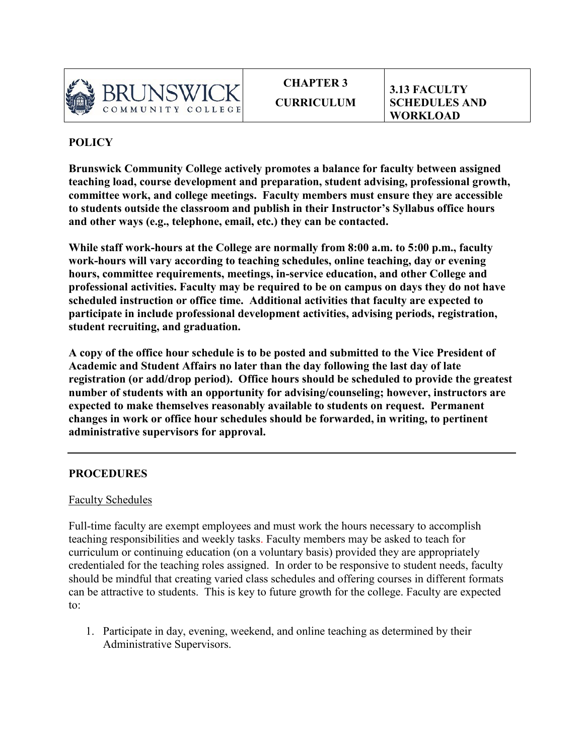| BRUNSWICK COMMUNITY COLLEGE | CHAPTER 3 CURRICULUM | 3.13 FACULTY SCHEDULES AND WORKLOAD |
|---|---|---|

## POLICY

**Brunswick Community College actively promotes a balance for faculty between assigned teaching load, course development and preparation, student advising, professional growth, committee work, and college meetings. Faculty members must ensure they are accessible to students outside the classroom and publish in their Instructor's Syllabus office hours and other ways (e.g., telephone, email, etc.) they can be contacted.**

**While staff work-hours at the College are normally from 8:00 a.m. to 5:00 p.m., faculty work-hours will vary according to teaching schedules, online teaching, day or evening hours, committee requirements, meetings, in-service education, and other College and professional activities. Faculty may be required to be on campus on days they do not have scheduled instruction or office time. Additional activities that faculty are expected to participate in include professional development activities, advising periods, registration, student recruiting, and graduation.**

**A copy of the office hour schedule is to be posted and submitted to the Vice President of Academic and Student Affairs no later than the day following the last day of late registration (or add/drop period). Office hours should be scheduled to provide the greatest number of students with an opportunity for advising/counseling; however, instructors are expected to make themselves reasonably available to students on request. Permanent changes in work or office hour schedules should be forwarded, in writing, to pertinent administrative supervisors for approval.**

---

## PROCEDURES

### Faculty Schedules

Full-time faculty are exempt employees and must work the hours necessary to accomplish teaching responsibilities and weekly tasks. Faculty members may be asked to teach for curriculum or continuing education (on a voluntary basis) provided they are appropriately credentialed for the teaching roles assigned. In order to be responsive to student needs, faculty should be mindful that creating varied class schedules and offering courses in different formats can be attractive to students. This is key to future growth for the college. Faculty are expected to:

1. Participate in day, evening, weekend, and online teaching as determined by their Administrative Supervisors.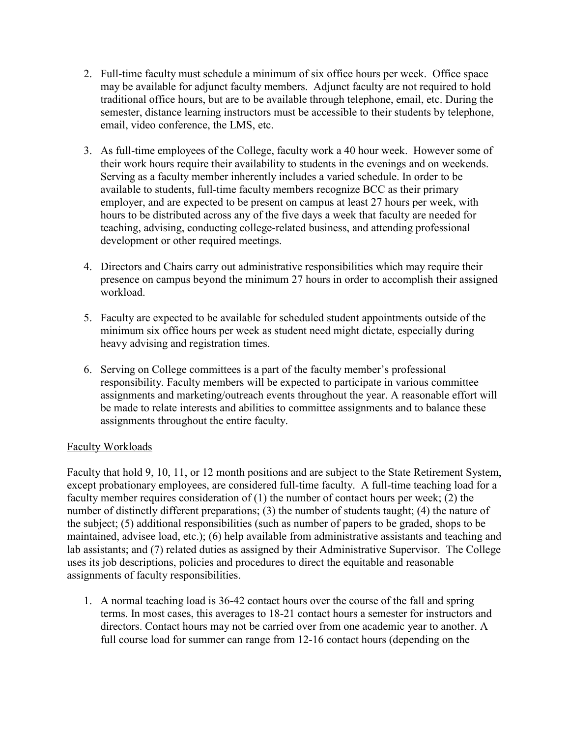2. Full-time faculty must schedule a minimum of six office hours per week. Office space may be available for adjunct faculty members. Adjunct faculty are not required to hold traditional office hours, but are to be available through telephone, email, etc. During the semester, distance learning instructors must be accessible to their students by telephone, email, video conference, the LMS, etc.

3. As full-time employees of the College, faculty work a 40 hour week. However some of their work hours require their availability to students in the evenings and on weekends. Serving as a faculty member inherently includes a varied schedule. In order to be available to students, full-time faculty members recognize BCC as their primary employer, and are expected to be present on campus at least 27 hours per week, with hours to be distributed across any of the five days a week that faculty are needed for teaching, advising, conducting college-related business, and attending professional development or other required meetings.

4. Directors and Chairs carry out administrative responsibilities which may require their presence on campus beyond the minimum 27 hours in order to accomplish their assigned workload.

5. Faculty are expected to be available for scheduled student appointments outside of the minimum six office hours per week as student need might dictate, especially during heavy advising and registration times.

6. Serving on College committees is a part of the faculty member's professional responsibility. Faculty members will be expected to participate in various committee assignments and marketing/outreach events throughout the year. A reasonable effort will be made to relate interests and abilities to committee assignments and to balance these assignments throughout the entire faculty.

<u>Faculty Workloads</u>

Faculty that hold 9, 10, 11, or 12 month positions and are subject to the State Retirement System, except probationary employees, are considered full-time faculty. A full-time teaching load for a faculty member requires consideration of (1) the number of contact hours per week; (2) the number of distinctly different preparations; (3) the number of students taught; (4) the nature of the subject; (5) additional responsibilities (such as number of papers to be graded, shops to be maintained, advisee load, etc.); (6) help available from administrative assistants and teaching and lab assistants; and (7) related duties as assigned by their Administrative Supervisor. The College uses its job descriptions, policies and procedures to direct the equitable and reasonable assignments of faculty responsibilities.

1. A normal teaching load is 36-42 contact hours over the course of the fall and spring terms. In most cases, this averages to 18-21 contact hours a semester for instructors and directors. Contact hours may not be carried over from one academic year to another. A full course load for summer can range from 12-16 contact hours (depending on the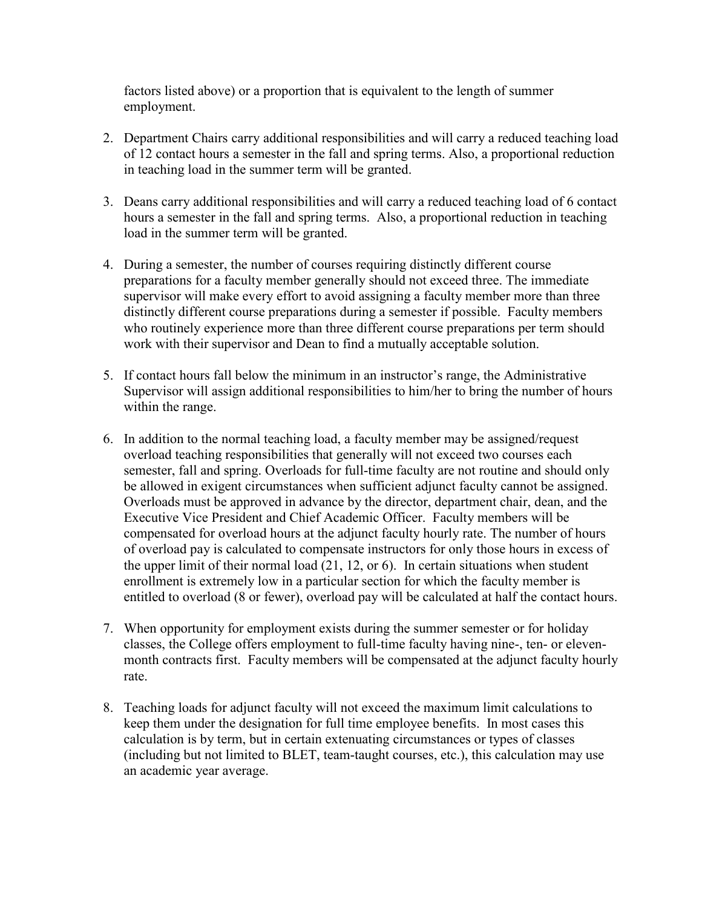factors listed above) or a proportion that is equivalent to the length of summer employment.

2. Department Chairs carry additional responsibilities and will carry a reduced teaching load of 12 contact hours a semester in the fall and spring terms. Also, a proportional reduction in teaching load in the summer term will be granted.

3. Deans carry additional responsibilities and will carry a reduced teaching load of 6 contact hours a semester in the fall and spring terms. Also, a proportional reduction in teaching load in the summer term will be granted.

4. During a semester, the number of courses requiring distinctly different course preparations for a faculty member generally should not exceed three. The immediate supervisor will make every effort to avoid assigning a faculty member more than three distinctly different course preparations during a semester if possible. Faculty members who routinely experience more than three different course preparations per term should work with their supervisor and Dean to find a mutually acceptable solution.

5. If contact hours fall below the minimum in an instructor's range, the Administrative Supervisor will assign additional responsibilities to him/her to bring the number of hours within the range.

6. In addition to the normal teaching load, a faculty member may be assigned/request overload teaching responsibilities that generally will not exceed two courses each semester, fall and spring. Overloads for full-time faculty are not routine and should only be allowed in exigent circumstances when sufficient adjunct faculty cannot be assigned. Overloads must be approved in advance by the director, department chair, dean, and the Executive Vice President and Chief Academic Officer. Faculty members will be compensated for overload hours at the adjunct faculty hourly rate. The number of hours of overload pay is calculated to compensate instructors for only those hours in excess of the upper limit of their normal load (21, 12, or 6). In certain situations when student enrollment is extremely low in a particular section for which the faculty member is entitled to overload (8 or fewer), overload pay will be calculated at half the contact hours.

7. When opportunity for employment exists during the summer semester or for holiday classes, the College offers employment to full-time faculty having nine-, ten- or eleven-month contracts first. Faculty members will be compensated at the adjunct faculty hourly rate.

8. Teaching loads for adjunct faculty will not exceed the maximum limit calculations to keep them under the designation for full time employee benefits. In most cases this calculation is by term, but in certain extenuating circumstances or types of classes (including but not limited to BLET, team-taught courses, etc.), this calculation may use an academic year average.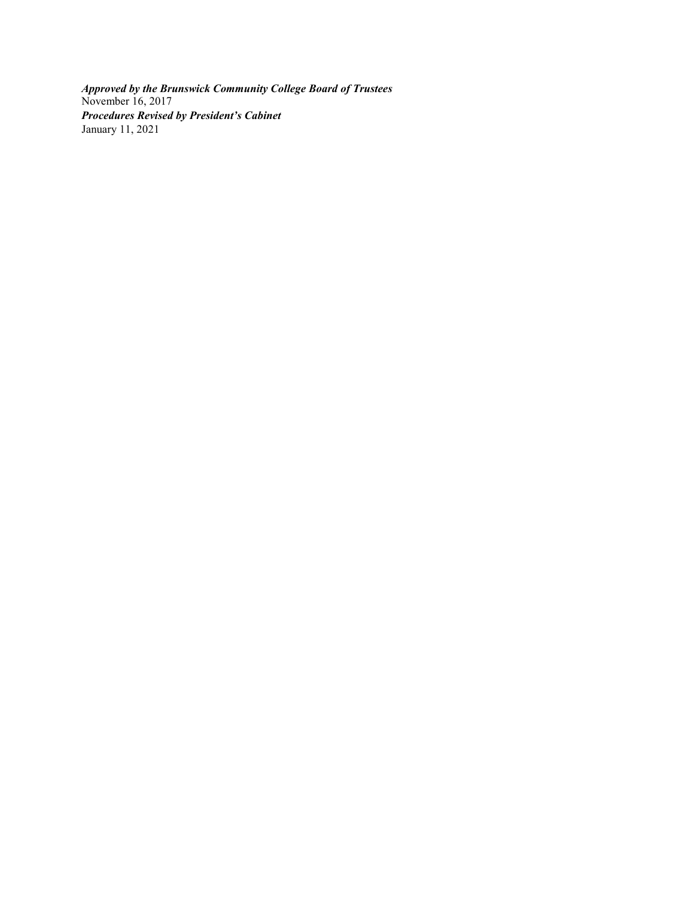***Approved by the Brunswick Community College Board of Trustees***
November 16, 2017
***Procedures Revised by President's Cabinet***
January 11, 2021